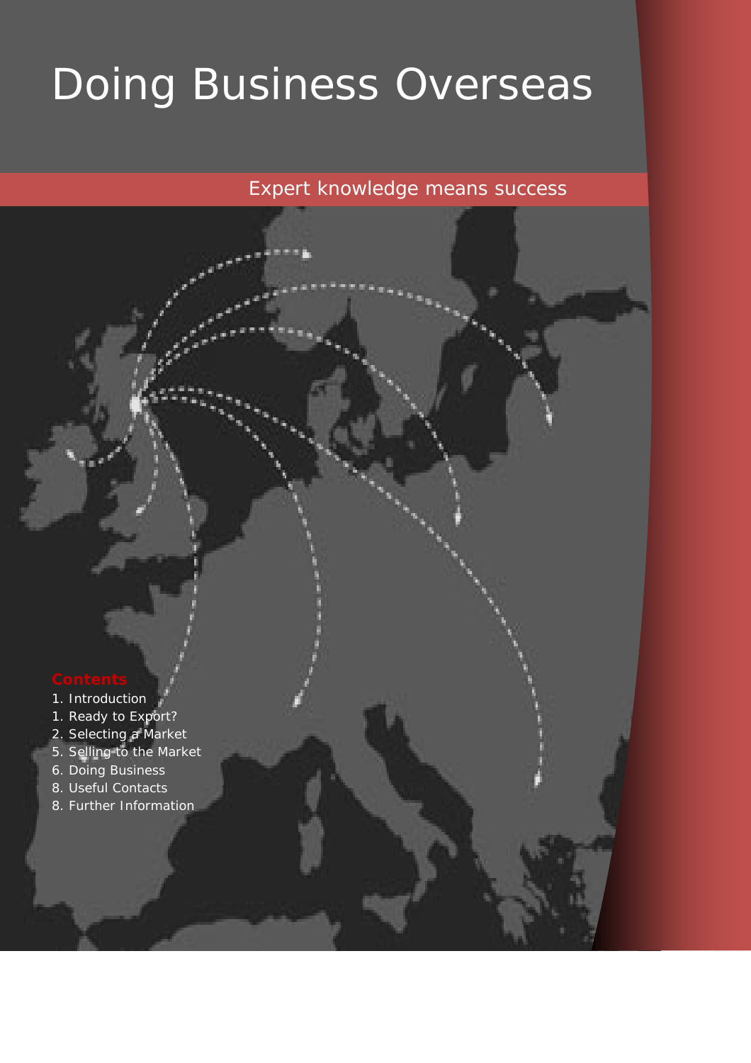# Doing Business Overseas

Expert knowledge means success

**Contents**

1. Introduction
1. Ready to Export?
2. Selecting a Market
5. Selling to the Market
6. Doing Business
8. Useful Contacts
8. Further Information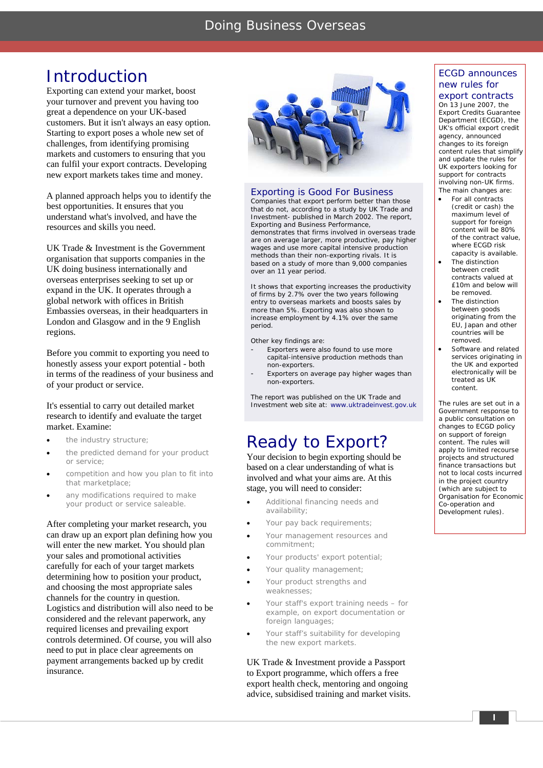# Introduction

Exporting can extend your market, boost your turnover and prevent you having too great a dependence on your UK-based customers. But it isn't always an easy option. Starting to export poses a whole new set of challenges, from identifying promising markets and customers to ensuring that you can fulfil your export contracts. Developing new export markets takes time and money.

A planned approach helps you to identify the best opportunities. It ensures that you understand what's involved, and have the resources and skills you need.

UK Trade & Investment is the Government organisation that supports companies in the UK doing business internationally and overseas enterprises seeking to set up or expand in the UK. It operates through a global network with offices in British Embassies overseas, in their headquarters in London and Glasgow and in the 9 English regions.

Before you commit to exporting you need to honestly assess your export potential - both in terms of the readiness of your business and of your product or service.

It's essential to carry out detailed market research to identify and evaluate the target market. Examine:

- the industry structure;
- the predicted demand for your product or service;
- competition and how you plan to fit into that marketplace;
- any modifications required to make your product or service saleable.

After completing your market research, you can draw up an export plan defining how you will enter the new market. You should plan your sales and promotional activities carefully for each of your target markets determining how to position your product, and choosing the most appropriate sales channels for the country in question. Logistics and distribution will also need to be considered and the relevant paperwork, any required licenses and prevailing export controls determined. Of course, you will also need to put in place clear agreements on payment arrangements backed up by credit insurance.

## Exporting is Good For Business

Companies that export perform better than those that do not, according to a study by UK Trade and Investment- published in March 2002. The report, Exporting and Business Performance, demonstrates that firms involved in overseas trade are on average larger, more productive, pay higher wages and use more capital intensive production methods than their non-exporting rivals. It is based on a study of more than 9,000 companies over an 11 year period.

It shows that exporting increases the productivity of firms by 2.7% over the two years following entry to overseas markets and boosts sales by more than 5%. Exporting was also shown to increase employment by 4.1% over the same period.

Other key findings are:

- Exporters were also found to use more capital-intensive production methods than non-exporters.
- Exporters on average pay higher wages than non-exporters.

The report was published on the UK Trade and Investment web site at: www.uktradeinvest.gov.uk

# Ready to Export?

Your decision to begin exporting should be based on a clear understanding of what is involved and what your aims are. At this stage, you will need to consider:

- Additional financing needs and availability;
- Your pay back requirements;
- Your management resources and commitment;
- Your products' export potential;
- Your quality management;
- Your product strengths and weaknesses;
- Your staff's export training needs – for example, on export documentation or foreign languages;
- Your staff's suitability for developing the new export markets.

UK Trade & Investment provide a Passport to Export programme, which offers a free export health check, mentoring and ongoing advice, subsidised training and market visits.

## ECGD announces new rules for export contracts

On 13 June 2007, the Export Credits Guarantee Department (ECGD), the UK's official export credit agency, announced changes to its foreign content rules that simplify and update the rules for UK exporters looking for support for contracts involving non-UK firms. The main changes are:

- For all contracts (credit or cash) the maximum level of support for foreign content will be 80% of the contract value, where ECGD risk capacity is available.
- The distinction between credit contracts valued at £10m and below will be removed.
- The distinction between goods originating from the EU, Japan and other countries will be removed.
- Software and related services originating in the UK and exported electronically will be treated as UK content.

The rules are set out in a Government response to a public consultation on changes to ECGD policy on support of foreign content. The rules will apply to limited recourse projects and structured finance transactions but not to local costs incurred in the project country (which are subject to Organisation for Economic Co-operation and Development rules).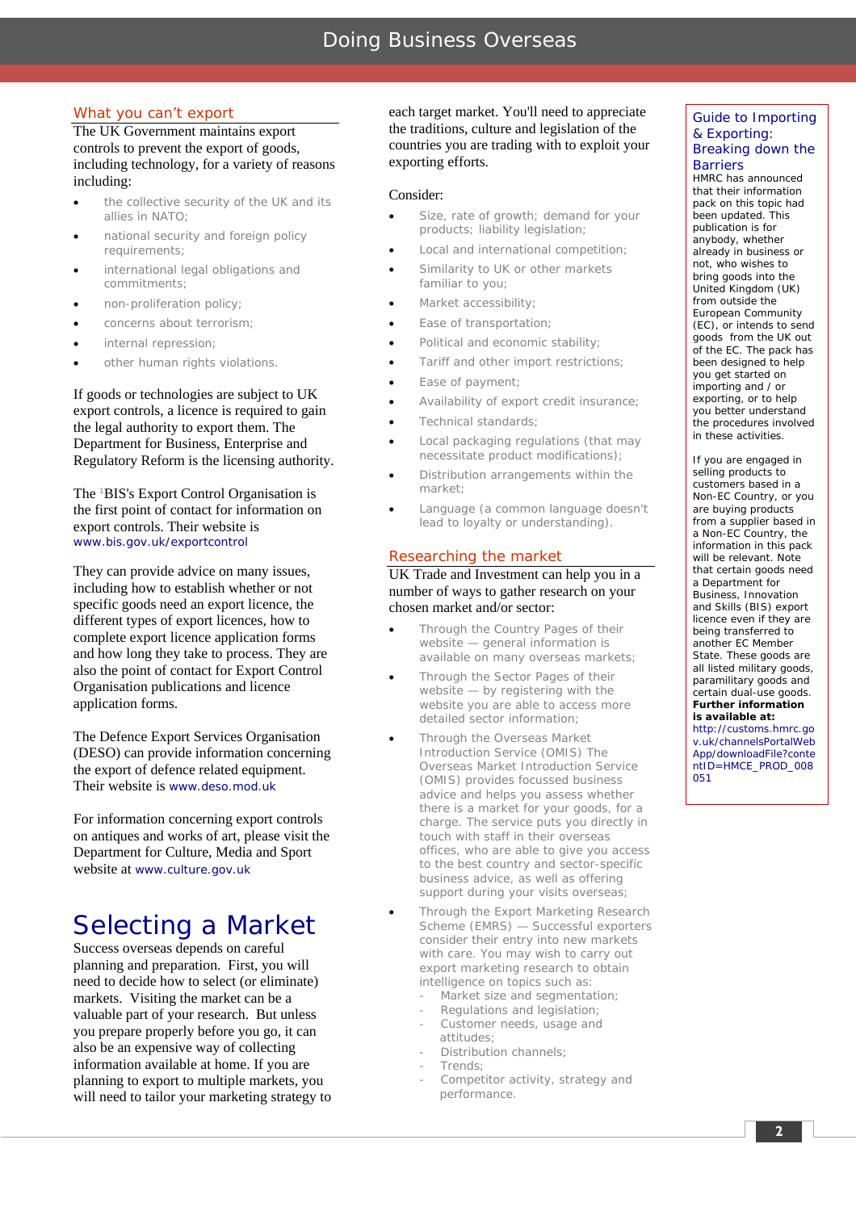## What you can't export

The UK Government maintains export controls to prevent the export of goods, including technology, for a variety of reasons including:

- the collective security of the UK and its allies in NATO;
- national security and foreign policy requirements;
- international legal obligations and commitments;
- non-proliferation policy;
- concerns about terrorism;
- internal repression;
- other human rights violations.

If goods or technologies are subject to UK export controls, a licence is required to gain the legal authority to export them. The Department for Business, Enterprise and Regulatory Reform is the licensing authority.

The [1]BIS's Export Control Organisation is the first point of contact for information on export controls. Their website is www.bis.gov.uk/exportcontrol

They can provide advice on many issues, including how to establish whether or not specific goods need an export licence, the different types of export licences, how to complete export licence application forms and how long they take to process. They are also the point of contact for Export Control Organisation publications and licence application forms.

The Defence Export Services Organisation (DESO) can provide information concerning the export of defence related equipment. Their website is www.deso.mod.uk

For information concerning export controls on antiques and works of art, please visit the Department for Culture, Media and Sport website at www.culture.gov.uk

# Selecting a Market

Success overseas depends on careful planning and preparation. First, you will need to decide how to select (or eliminate) markets. Visiting the market can be a valuable part of your research. But unless you prepare properly before you go, it can also be an expensive way of collecting information available at home. If you are planning to export to multiple markets, you will need to tailor your marketing strategy to each target market. You'll need to appreciate the traditions, culture and legislation of the countries you are trading with to exploit your exporting efforts.

Consider:

- Size, rate of growth; demand for your products; liability legislation;
- Local and international competition;
- Similarity to UK or other markets familiar to you;
- Market accessibility;
- Ease of transportation;
- Political and economic stability;
- Tariff and other import restrictions;
- Ease of payment;
- Availability of export credit insurance;
- Technical standards;
- Local packaging regulations (that may necessitate product modifications);
- Distribution arrangements within the market;
- Language (a common language doesn't lead to loyalty or understanding).

## Researching the market

UK Trade and Investment can help you in a number of ways to gather research on your chosen market and/or sector:

- Through the Country Pages of their website — general information is available on many overseas markets;
- Through the Sector Pages of their website — by registering with the website you are able to access more detailed sector information;
- Through the Overseas Market Introduction Service (OMIS) The Overseas Market Introduction Service (OMIS) provides focussed business advice and helps you assess whether there is a market for your goods, for a charge. The service puts you directly in touch with staff in their overseas offices, who are able to give you access to the best country and sector-specific business advice, as well as offering support during your visits overseas;
- Through the Export Marketing Research Scheme (EMRS) — Successful exporters consider their entry into new markets with care. You may wish to carry out export marketing research to obtain intelligence on topics such as:
  - Market size and segmentation;
  - Regulations and legislation;
  - Customer needs, usage and attitudes;
  - Distribution channels;
  - Trends;
  - Competitor activity, strategy and performance.

---

### Guide to Importing & Exporting: Breaking down the Barriers

HMRC has announced that their information pack on this topic had been updated. This publication is for anybody, whether already in business or not, who wishes to bring goods into the United Kingdom (UK) from outside the European Community (EC), or intends to send goods from the UK out of the EC. The pack has been designed to help you get started on importing and / or exporting, or to help you better understand the procedures involved in these activities.

If you are engaged in selling products to customers based in a Non-EC Country, or you are buying products from a supplier based in a Non-EC Country, the information in this pack will be relevant. Note that certain goods need a Department for Business, Innovation and Skills (BIS) export licence even if they are being transferred to another EC Member State. These goods are all listed military goods, paramilitary goods and certain dual-use goods.

**Further information is available at:** http://customs.hmrc.gov.uk/channelsPortalWebApp/downloadFile?contentID=HMCE_PROD_008051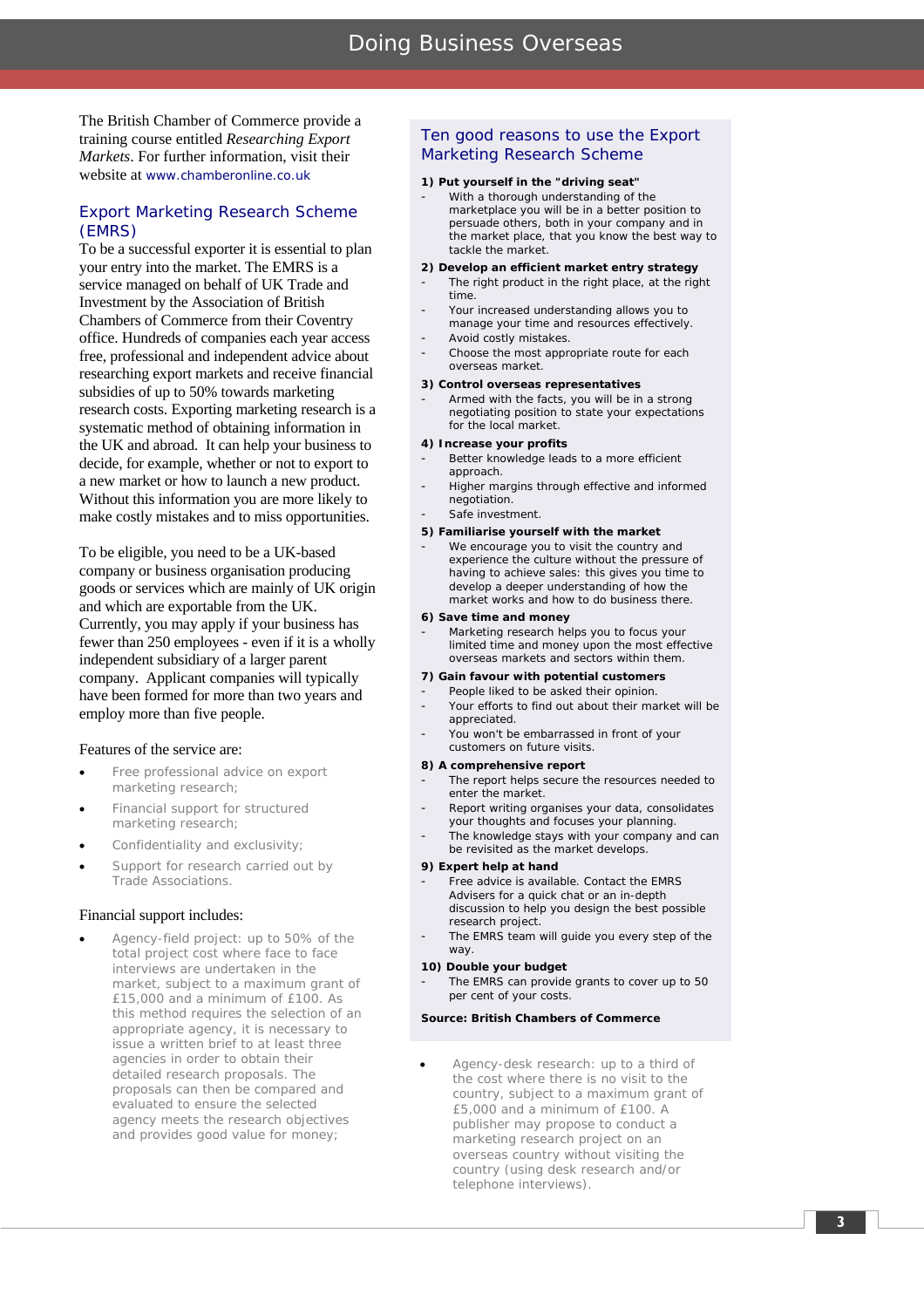The British Chamber of Commerce provide a training course entitled *Researching Export Markets*. For further information, visit their website at www.chamberonline.co.uk

## Export Marketing Research Scheme (EMRS)

To be a successful exporter it is essential to plan your entry into the market. The EMRS is a service managed on behalf of UK Trade and Investment by the Association of British Chambers of Commerce from their Coventry office. Hundreds of companies each year access free, professional and independent advice about researching export markets and receive financial subsidies of up to 50% towards marketing research costs. Exporting marketing research is a systematic method of obtaining information in the UK and abroad. It can help your business to decide, for example, whether or not to export to a new market or how to launch a new product. Without this information you are more likely to make costly mistakes and to miss opportunities.

To be eligible, you need to be a UK-based company or business organisation producing goods or services which are mainly of UK origin and which are exportable from the UK. Currently, you may apply if your business has fewer than 250 employees - even if it is a wholly independent subsidiary of a larger parent company. Applicant companies will typically have been formed for more than two years and employ more than five people.

Features of the service are:

- Free professional advice on export marketing research;
- Financial support for structured marketing research;
- Confidentiality and exclusivity;
- Support for research carried out by Trade Associations.

Financial support includes:

- Agency-field project: up to 50% of the total project cost where face to face interviews are undertaken in the market, subject to a maximum grant of £15,000 and a minimum of £100. As this method requires the selection of an appropriate agency, it is necessary to issue a written brief to at least three agencies in order to obtain their detailed research proposals. The proposals can then be compared and evaluated to ensure the selected agency meets the research objectives and provides good value for money;
- Agency-desk research: up to a third of the cost where there is no visit to the country, subject to a maximum grant of £5,000 and a minimum of £100. A publisher may propose to conduct a marketing research project on an overseas country without visiting the country (using desk research and/or telephone interviews).

## Ten good reasons to use the Export Marketing Research Scheme

**1) Put yourself in the "driving seat"**

- With a thorough understanding of the marketplace you will be in a better position to persuade others, both in your company and in the market place, that you know the best way to tackle the market.

**2) Develop an efficient market entry strategy**

- The right product in the right place, at the right time.
- Your increased understanding allows you to manage your time and resources effectively.
- Avoid costly mistakes.
- Choose the most appropriate route for each overseas market.

**3) Control overseas representatives**

- Armed with the facts, you will be in a strong negotiating position to state your expectations for the local market.

**4) Increase your profits**

- Better knowledge leads to a more efficient approach.
- Higher margins through effective and informed negotiation.
- Safe investment.

**5) Familiarise yourself with the market**

- We encourage you to visit the country and experience the culture without the pressure of having to achieve sales: this gives you time to develop a deeper understanding of how the market works and how to do business there.

**6) Save time and money**

- Marketing research helps you to focus your limited time and money upon the most effective overseas markets and sectors within them.

**7) Gain favour with potential customers**

- People liked to be asked their opinion.
- Your efforts to find out about their market will be appreciated.
- You won't be embarrassed in front of your customers on future visits.

**8) A comprehensive report**

- The report helps secure the resources needed to enter the market.
- Report writing organises your data, consolidates your thoughts and focuses your planning.
- The knowledge stays with your company and can be revisited as the market develops.

**9) Expert help at hand**

- Free advice is available. Contact the EMRS Advisers for a quick chat or an in-depth discussion to help you design the best possible research project.
- The EMRS team will guide you every step of the way.

**10) Double your budget**

- The EMRS can provide grants to cover up to 50 per cent of your costs.

**Source: British Chambers of Commerce**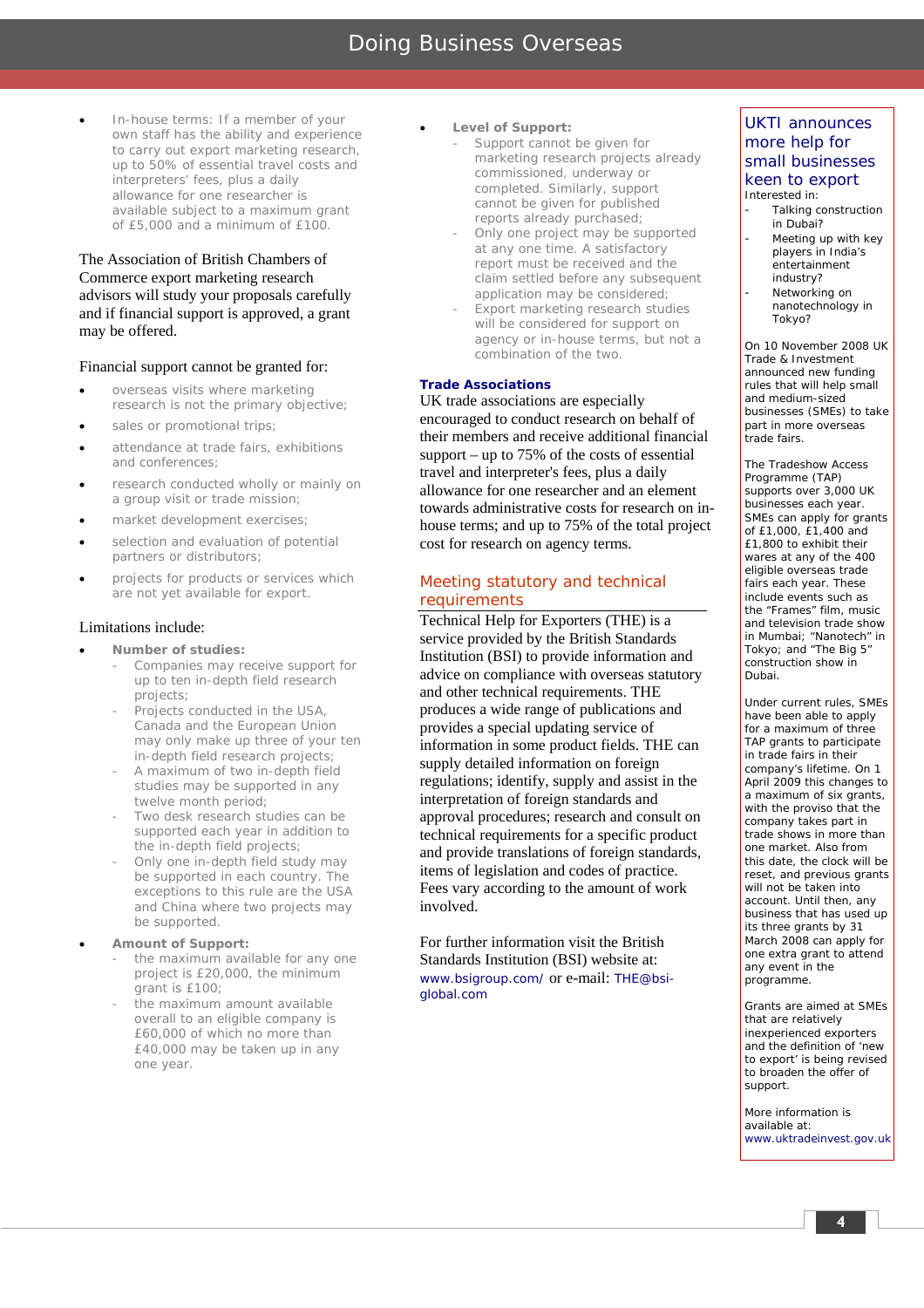- In-house terms: If a member of your own staff has the ability and experience to carry out export marketing research, up to 50% of essential travel costs and interpreters' fees, plus a daily allowance for one researcher is available subject to a maximum grant of £5,000 and a minimum of £100.

The Association of British Chambers of Commerce export marketing research advisors will study your proposals carefully and if financial support is approved, a grant may be offered.

Financial support cannot be granted for:

- overseas visits where marketing research is not the primary objective;
- sales or promotional trips;
- attendance at trade fairs, exhibitions and conferences;
- research conducted wholly or mainly on a group visit or trade mission;
- market development exercises;
- selection and evaluation of potential partners or distributors;
- projects for products or services which are not yet available for export.

Limitations include:

- **Number of studies:**
  - Companies may receive support for up to ten in-depth field research projects;
  - Projects conducted in the USA, Canada and the European Union may only make up three of your ten in-depth field research projects;
  - A maximum of two in-depth field studies may be supported in any twelve month period;
  - Two desk research studies can be supported each year in addition to the in-depth field projects;
  - Only one in-depth field study may be supported in each country. The exceptions to this rule are the USA and China where two projects may be supported.
- **Amount of Support:**
  - the maximum available for any one project is £20,000, the minimum grant is £100;
  - the maximum amount available overall to an eligible company is £60,000 of which no more than £40,000 may be taken up in any one year.
- **Level of Support:**
  - Support cannot be given for marketing research projects already commissioned, underway or completed. Similarly, support cannot be given for published reports already purchased;
  - Only one project may be supported at any one time. A satisfactory report must be received and the claim settled before any subsequent application may be considered;
  - Export marketing research studies will be considered for support on agency or in-house terms, but not a combination of the two.

**Trade Associations**

UK trade associations are especially encouraged to conduct research on behalf of their members and receive additional financial support – up to 75% of the costs of essential travel and interpreter's fees, plus a daily allowance for one researcher and an element towards administrative costs for research on in-house terms; and up to 75% of the total project cost for research on agency terms.

## Meeting statutory and technical requirements

Technical Help for Exporters (THE) is a service provided by the British Standards Institution (BSI) to provide information and advice on compliance with overseas statutory and other technical requirements. THE produces a wide range of publications and provides a special updating service of information in some product fields. THE can supply detailed information on foreign regulations; identify, supply and assist in the interpretation of foreign standards and approval procedures; research and consult on technical requirements for a specific product and provide translations of foreign standards, items of legislation and codes of practice. Fees vary according to the amount of work involved.

For further information visit the British Standards Institution (BSI) website at: www.bsigroup.com/ or e-mail: THE@bsi-global.com

## UKTI announces more help for small businesses keen to export

Interested in:

- Talking construction in Dubai?
- Meeting up with key players in India's entertainment industry?
- Networking on nanotechnology in Tokyo?

On 10 November 2008 UK Trade & Investment announced new funding rules that will help small and medium-sized businesses (SMEs) to take part in more overseas trade fairs.

The Tradeshow Access Programme (TAP) supports over 3,000 UK businesses each year. SMEs can apply for grants of £1,000, £1,400 and £1,800 to exhibit their wares at any of the 400 eligible overseas trade fairs each year. These include events such as the "Frames" film, music and television trade show in Mumbai; "Nanotech" in Tokyo; and "The Big 5" construction show in Dubai.

Under current rules, SMEs have been able to apply for a maximum of three TAP grants to participate in trade fairs in their company's lifetime. On 1 April 2009 this changes to a maximum of six grants, with the proviso that the company takes part in trade shows in more than one market. Also from this date, the clock will be reset, and previous grants will not be taken into account. Until then, any business that has used up its three grants by 31 March 2008 can apply for one extra grant to attend any event in the programme.

Grants are aimed at SMEs that are relatively inexperienced exporters and the definition of 'new to export' is being revised to broaden the offer of support.

More information is available at: www.uktradeinvest.gov.uk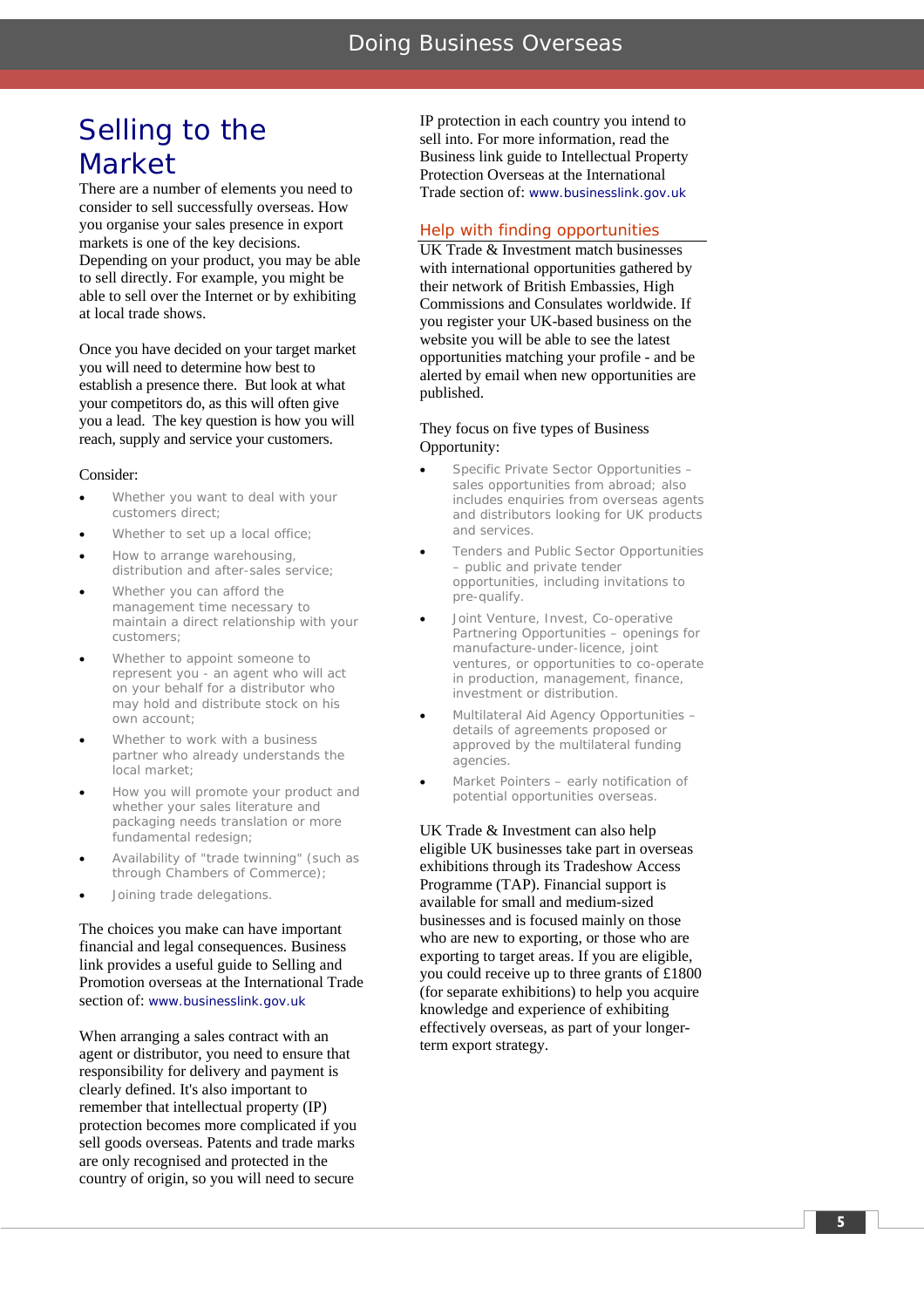# Selling to the Market

There are a number of elements you need to consider to sell successfully overseas. How you organise your sales presence in export markets is one of the key decisions. Depending on your product, you may be able to sell directly. For example, you might be able to sell over the Internet or by exhibiting at local trade shows.

Once you have decided on your target market you will need to determine how best to establish a presence there. But look at what your competitors do, as this will often give you a lead. The key question is how you will reach, supply and service your customers.

Consider:

- Whether you want to deal with your customers direct;
- Whether to set up a local office;
- How to arrange warehousing, distribution and after-sales service;
- Whether you can afford the management time necessary to maintain a direct relationship with your customers;
- Whether to appoint someone to represent you - an agent who will act on your behalf for a distributor who may hold and distribute stock on his own account;
- Whether to work with a business partner who already understands the local market;
- How you will promote your product and whether your sales literature and packaging needs translation or more fundamental redesign;
- Availability of "trade twinning" (such as through Chambers of Commerce);
- Joining trade delegations.

The choices you make can have important financial and legal consequences. Business link provides a useful guide to Selling and Promotion overseas at the International Trade section of: www.businesslink.gov.uk

When arranging a sales contract with an agent or distributor, you need to ensure that responsibility for delivery and payment is clearly defined. It's also important to remember that intellectual property (IP) protection becomes more complicated if you sell goods overseas. Patents and trade marks are only recognised and protected in the country of origin, so you will need to secure IP protection in each country you intend to sell into. For more information, read the Business link guide to Intellectual Property Protection Overseas at the International Trade section of: www.businesslink.gov.uk

## Help with finding opportunities

UK Trade & Investment match businesses with international opportunities gathered by their network of British Embassies, High Commissions and Consulates worldwide. If you register your UK-based business on the website you will be able to see the latest opportunities matching your profile - and be alerted by email when new opportunities are published.

They focus on five types of Business Opportunity:

- Specific Private Sector Opportunities – sales opportunities from abroad; also includes enquiries from overseas agents and distributors looking for UK products and services.
- Tenders and Public Sector Opportunities – public and private tender opportunities, including invitations to pre-qualify.
- Joint Venture, Invest, Co-operative Partnering Opportunities – openings for manufacture-under-licence, joint ventures, or opportunities to co-operate in production, management, finance, investment or distribution.
- Multilateral Aid Agency Opportunities – details of agreements proposed or approved by the multilateral funding agencies.
- Market Pointers – early notification of potential opportunities overseas.

UK Trade & Investment can also help eligible UK businesses take part in overseas exhibitions through its Tradeshow Access Programme (TAP). Financial support is available for small and medium-sized businesses and is focused mainly on those who are new to exporting, or those who are exporting to target areas. If you are eligible, you could receive up to three grants of £1800 (for separate exhibitions) to help you acquire knowledge and experience of exhibiting effectively overseas, as part of your longer-term export strategy.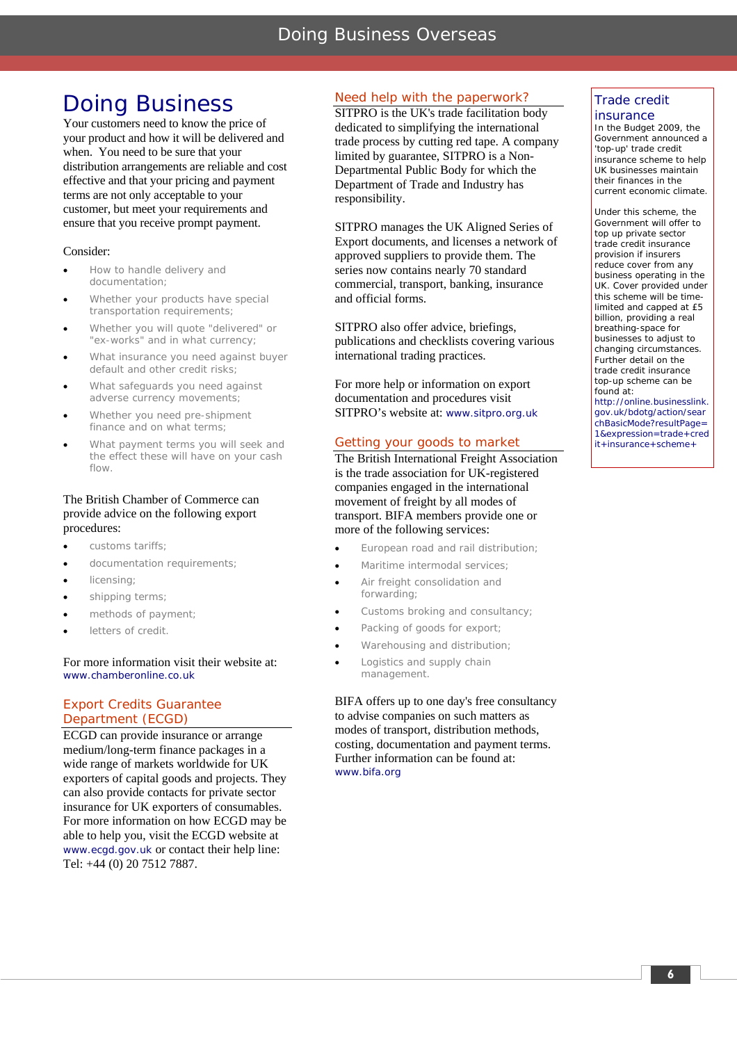# Doing Business

Your customers need to know the price of your product and how it will be delivered and when. You need to be sure that your distribution arrangements are reliable and cost effective and that your pricing and payment terms are not only acceptable to your customer, but meet your requirements and ensure that you receive prompt payment.

Consider:

- How to handle delivery and documentation;
- Whether your products have special transportation requirements;
- Whether you will quote "delivered" or "ex-works" and in what currency;
- What insurance you need against buyer default and other credit risks;
- What safeguards you need against adverse currency movements;
- Whether you need pre-shipment finance and on what terms;
- What payment terms you will seek and the effect these will have on your cash flow.

The British Chamber of Commerce can provide advice on the following export procedures:

- customs tariffs;
- documentation requirements;
- licensing;
- shipping terms;
- methods of payment;
- letters of credit.

For more information visit their website at: www.chamberonline.co.uk

## Export Credits Guarantee Department (ECGD)

ECGD can provide insurance or arrange medium/long-term finance packages in a wide range of markets worldwide for UK exporters of capital goods and projects. They can also provide contacts for private sector insurance for UK exporters of consumables. For more information on how ECGD may be able to help you, visit the ECGD website at www.ecgd.gov.uk or contact their help line: Tel: +44 (0) 20 7512 7887.

## Need help with the paperwork?

SITPRO is the UK's trade facilitation body dedicated to simplifying the international trade process by cutting red tape. A company limited by guarantee, SITPRO is a Non-Departmental Public Body for which the Department of Trade and Industry has responsibility.

SITPRO manages the UK Aligned Series of Export documents, and licenses a network of approved suppliers to provide them. The series now contains nearly 70 standard commercial, transport, banking, insurance and official forms.

SITPRO also offer advice, briefings, publications and checklists covering various international trading practices.

For more help or information on export documentation and procedures visit SITPRO's website at: www.sitpro.org.uk

## Getting your goods to market

The British International Freight Association is the trade association for UK-registered companies engaged in the international movement of freight by all modes of transport. BIFA members provide one or more of the following services:

- European road and rail distribution;
- Maritime intermodal services;
- Air freight consolidation and forwarding;
- Customs broking and consultancy;
- Packing of goods for export;
- Warehousing and distribution;
- Logistics and supply chain management.

BIFA offers up to one day's free consultancy to advise companies on such matters as modes of transport, distribution methods, costing, documentation and payment terms. Further information can be found at: www.bifa.org

## Trade credit insurance

In the Budget 2009, the Government announced a 'top-up' trade credit insurance scheme to help UK businesses maintain their finances in the current economic climate.

Under this scheme, the Government will offer to top up private sector trade credit insurance provision if insurers reduce cover from any business operating in the UK. Cover provided under this scheme will be time-limited and capped at £5 billion, providing a real breathing-space for businesses to adjust to changing circumstances. Further detail on the trade credit insurance top-up scheme can be found at: http://online.businesslink.gov.uk/bdotg/action/searchBasicMode?resultPage=1&expression=trade+credit+insurance+scheme+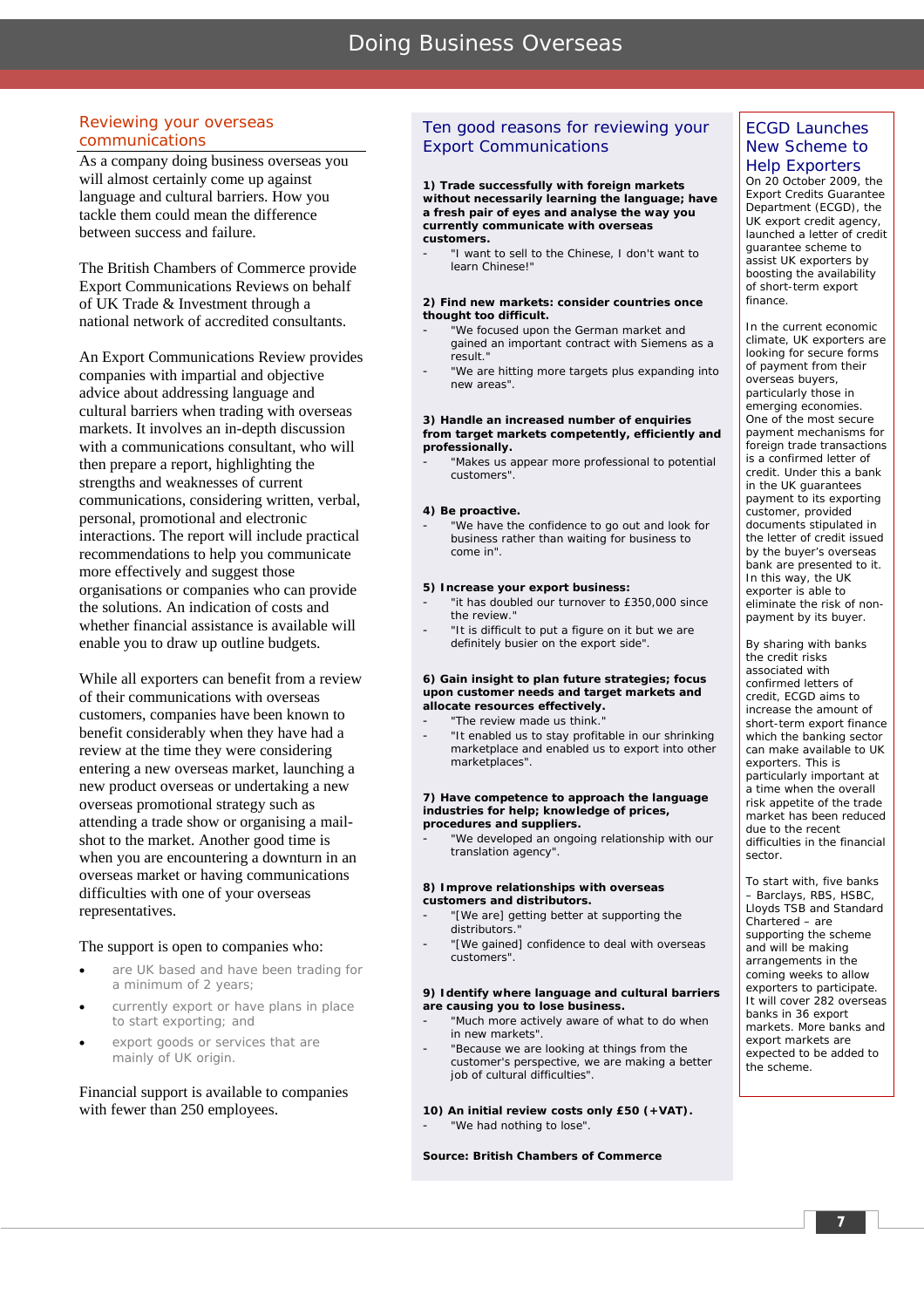## Reviewing your overseas communications

As a company doing business overseas you will almost certainly come up against language and cultural barriers. How you tackle them could mean the difference between success and failure.

The British Chambers of Commerce provide Export Communications Reviews on behalf of UK Trade & Investment through a national network of accredited consultants.

An Export Communications Review provides companies with impartial and objective advice about addressing language and cultural barriers when trading with overseas markets. It involves an in-depth discussion with a communications consultant, who will then prepare a report, highlighting the strengths and weaknesses of current communications, considering written, verbal, personal, promotional and electronic interactions. The report will include practical recommendations to help you communicate more effectively and suggest those organisations or companies who can provide the solutions. An indication of costs and whether financial assistance is available will enable you to draw up outline budgets.

While all exporters can benefit from a review of their communications with overseas customers, companies have been known to benefit considerably when they have had a review at the time they were considering entering a new overseas market, launching a new product overseas or undertaking a new overseas promotional strategy such as attending a trade show or organising a mail-shot to the market. Another good time is when you are encountering a downturn in an overseas market or having communications difficulties with one of your overseas representatives.

The support is open to companies who:

- are UK based and have been trading for a minimum of 2 years;
- currently export or have plans in place to start exporting; and
- export goods or services that are mainly of UK origin.

Financial support is available to companies with fewer than 250 employees.

## Ten good reasons for reviewing your Export Communications

**1) Trade successfully with foreign markets without necessarily learning the language; have a fresh pair of eyes and analyse the way you currently communicate with overseas customers.**

- "I want to sell to the Chinese, I don't want to learn Chinese!"

**2) Find new markets: consider countries once thought too difficult.**

- "We focused upon the German market and gained an important contract with Siemens as a result."
- "We are hitting more targets plus expanding into new areas".

**3) Handle an increased number of enquiries from target markets competently, efficiently and professionally.**

- "Makes us appear more professional to potential customers".

**4) Be proactive.**

- "We have the confidence to go out and look for business rather than waiting for business to come in".

**5) Increase your export business:**

- "it has doubled our turnover to £350,000 since the review."
- "It is difficult to put a figure on it but we are definitely busier on the export side".

**6) Gain insight to plan future strategies; focus upon customer needs and target markets and allocate resources effectively.**

- "The review made us think."
- "It enabled us to stay profitable in our shrinking marketplace and enabled us to export into other marketplaces".

**7) Have competence to approach the language industries for help; knowledge of prices, procedures and suppliers.**

- "We developed an ongoing relationship with our translation agency".

**8) Improve relationships with overseas customers and distributors.**

- "[We are] getting better at supporting the distributors."
- "[We gained] confidence to deal with overseas customers".

**9) Identify where language and cultural barriers are causing you to lose business.**

- "Much more actively aware of what to do when in new markets".
- "Because we are looking at things from the customer's perspective, we are making a better job of cultural difficulties".

**10) An initial review costs only £50 (+VAT).**

- "We had nothing to lose".

**Source: British Chambers of Commerce**

## ECGD Launches New Scheme to Help Exporters

On 20 October 2009, the Export Credits Guarantee Department (ECGD), the UK export credit agency, launched a letter of credit guarantee scheme to assist UK exporters by boosting the availability of short-term export finance.

In the current economic climate, UK exporters are looking for secure forms of payment from their overseas buyers, particularly those in emerging economies. One of the most secure payment mechanisms for foreign trade transactions is a confirmed letter of credit. Under this a bank in the UK guarantees payment to its exporting customer, provided documents stipulated in the letter of credit issued by the buyer's overseas bank are presented to it. In this way, the UK exporter is able to eliminate the risk of non-payment by its buyer.

By sharing with banks the credit risks associated with confirmed letters of credit, ECGD aims to increase the amount of short-term export finance which the banking sector can make available to UK exporters. This is particularly important at a time when the overall risk appetite of the trade market has been reduced due to the recent difficulties in the financial sector.

To start with, five banks – Barclays, RBS, HSBC, Lloyds TSB and Standard Chartered – are supporting the scheme and will be making arrangements in the coming weeks to allow exporters to participate. It will cover 282 overseas banks in 36 export markets. More banks and export markets are expected to be added to the scheme.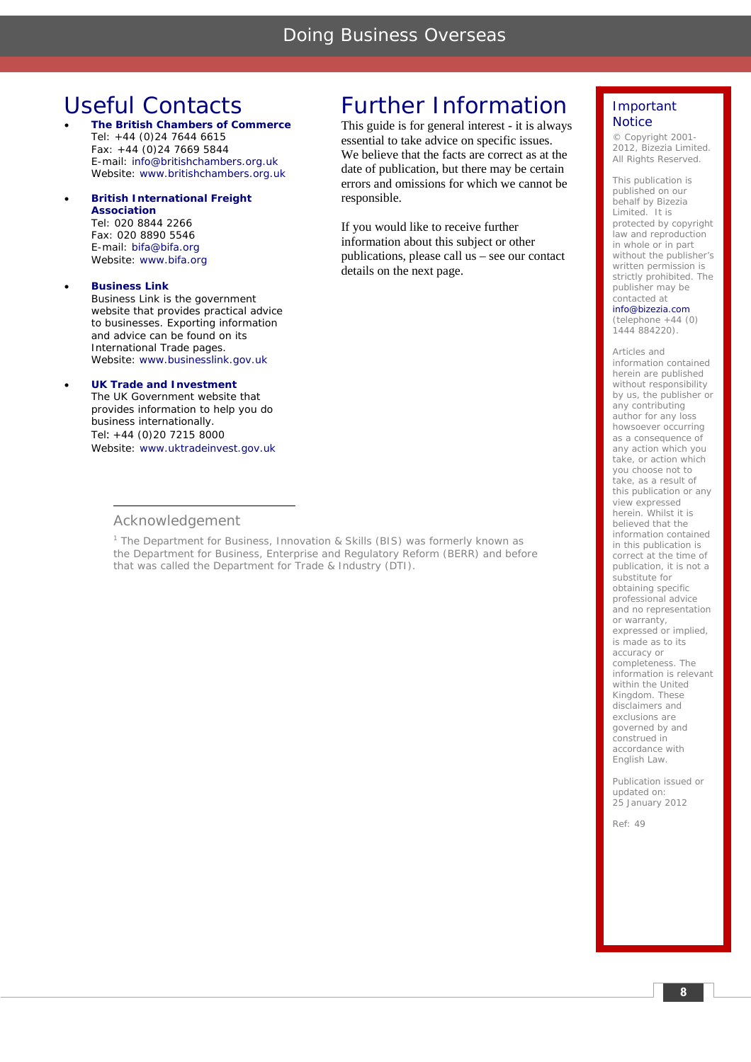## Useful Contacts

- **The British Chambers of Commerce**
  Tel: +44 (0)24 7644 6615
  Fax: +44 (0)24 7669 5844
  E-mail: info@britishchambers.org.uk
  Website: www.britishchambers.org.uk

- **British International Freight Association**
  Tel: 020 8844 2266
  Fax: 020 8890 5546
  E-mail: bifa@bifa.org
  Website: www.bifa.org

- **Business Link**
  Business Link is the government website that provides practical advice to businesses. Exporting information and advice can be found on its International Trade pages.
  Website: www.businesslink.gov.uk

- **UK Trade and Investment**
  The UK Government website that provides information to help you do business internationally.
  Tel: +44 (0)20 7215 8000
  Website: www.uktradeinvest.gov.uk

## Further Information

This guide is for general interest - it is always essential to take advice on specific issues. We believe that the facts are correct as at the date of publication, but there may be certain errors and omissions for which we cannot be responsible.

If you would like to receive further information about this subject or other publications, please call us – see our contact details on the next page.

### Acknowledgement

[1] The Department for Business, Innovation & Skills (BIS) was formerly known as the Department for Business, Enterprise and Regulatory Reform (BERR) and before that was called the Department for Trade & Industry (DTI).

### Important Notice

© Copyright 2001-2012, Bizezia Limited. All Rights Reserved.

This publication is published on our behalf by Bizezia Limited. It is protected by copyright law and reproduction in whole or in part without the publisher's written permission is strictly prohibited. The publisher may be contacted at info@bizezia.com (telephone +44 (0) 1444 884220).

Articles and information contained herein are published without responsibility by us, the publisher or any contributing author for any loss howsoever occurring as a consequence of any action which you take, or action which you choose not to take, as a result of this publication or any view expressed herein. Whilst it is believed that the information contained in this publication is correct at the time of publication, it is not a substitute for obtaining specific professional advice and no representation or warranty, expressed or implied, is made as to its accuracy or completeness. The information is relevant within the United Kingdom. These disclaimers and exclusions are governed by and construed in accordance with English Law.

Publication issued or updated on:
25 January 2012

Ref: 49